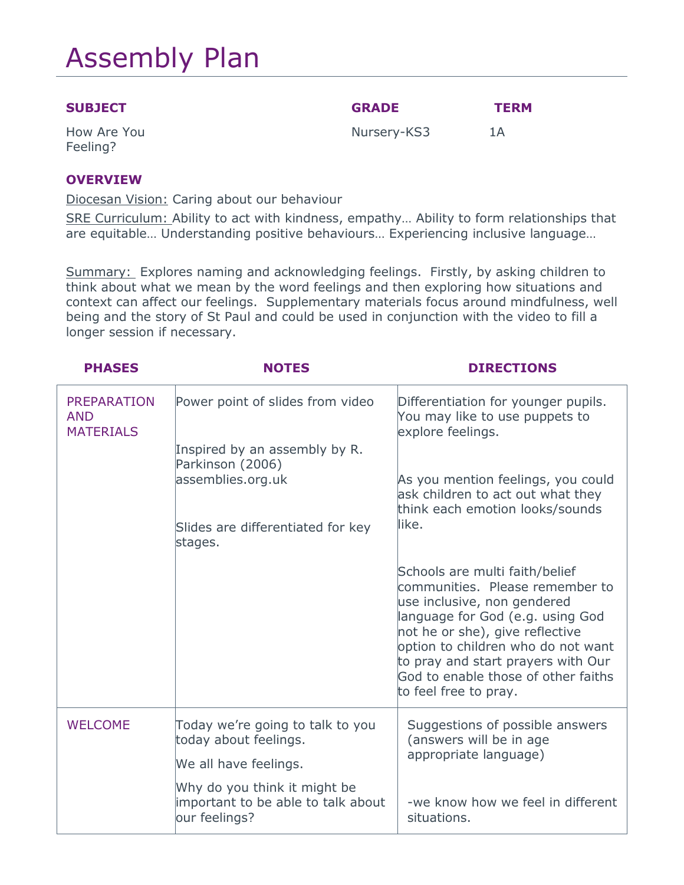# Assembly Plan

| SUBJECT | GRADE | TERM |
|---|---|---|
| How Are You Feeling? | Nursery-KS3 | 1A |

**OVERVIEW**

Diocesan Vision: Caring about our behaviour

SRE Curriculum: Ability to act with kindness, empathy… Ability to form relationships that are equitable… Understanding positive behaviours… Experiencing inclusive language…

Summary: Explores naming and acknowledging feelings. Firstly, by asking children to think about what we mean by the word feelings and then exploring how situations and context can affect our feelings. Supplementary materials focus around mindfulness, well being and the story of St Paul and could be used in conjunction with the video to fill a longer session if necessary.

| PHASES | NOTES | DIRECTIONS |
|---|---|---|
| PREPARATION AND MATERIALS | Power point of slides from video<br><br>Inspired by an assembly by R. Parkinson (2006) assemblies.org.uk<br><br>Slides are differentiated for key stages. | Differentiation for younger pupils. You may like to use puppets to explore feelings.<br><br>As you mention feelings, you could ask children to act out what they think each emotion looks/sounds like.<br><br>Schools are multi faith/belief communities. Please remember to use inclusive, non gendered language for God (e.g. using God not he or she), give reflective option to children who do not want to pray and start prayers with Our God to enable those of other faiths to feel free to pray. |
| WELCOME | Today we're going to talk to you today about feelings.<br><br>We all have feelings.<br><br>Why do you think it might be important to be able to talk about our feelings? | Suggestions of possible answers (answers will be in age appropriate language)<br><br>-we know how we feel in different situations. |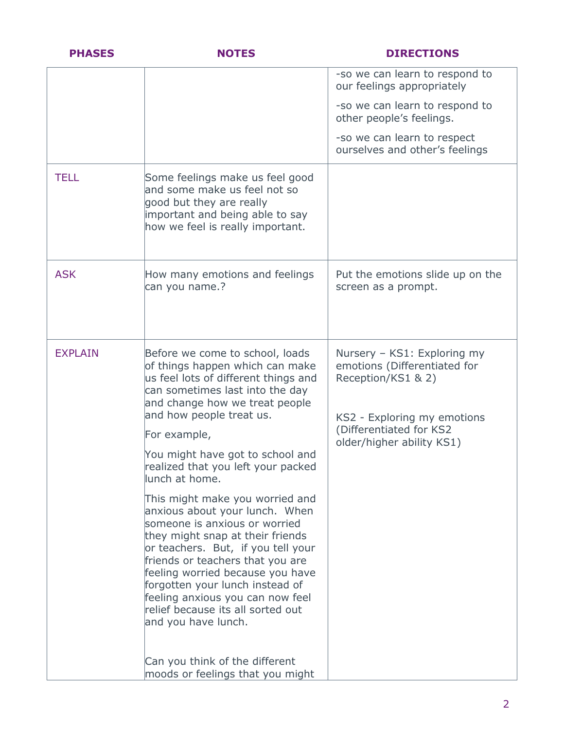| PHASES | NOTES | DIRECTIONS |
|---|---|---|
| | | -so we can learn to respond to our feelings appropriately<br><br>-so we can learn to respond to other people's feelings.<br><br>-so we can learn to respect ourselves and other's feelings |
| TELL | Some feelings make us feel good and some make us feel not so good but they are really important and being able to say how we feel is really important. | |
| ASK | How many emotions and feelings can you name.? | Put the emotions slide up on the screen as a prompt. |
| EXPLAIN | Before we come to school, loads of things happen which can make us feel lots of different things and can sometimes last into the day and change how we treat people and how people treat us.<br><br>For example,<br><br>You might have got to school and realized that you left your packed lunch at home.<br><br>This might make you worried and anxious about your lunch. When someone is anxious or worried they might snap at their friends or teachers. But, if you tell your friends or teachers that you are feeling worried because you have forgotten your lunch instead of feeling anxious you can now feel relief because its all sorted out and you have lunch.<br><br>Can you think of the different moods or feelings that you might | Nursery – KS1: Exploring my emotions (Differentiated for Reception/KS1 & 2)<br><br>KS2 - Exploring my emotions (Differentiated for KS2 older/higher ability KS1) |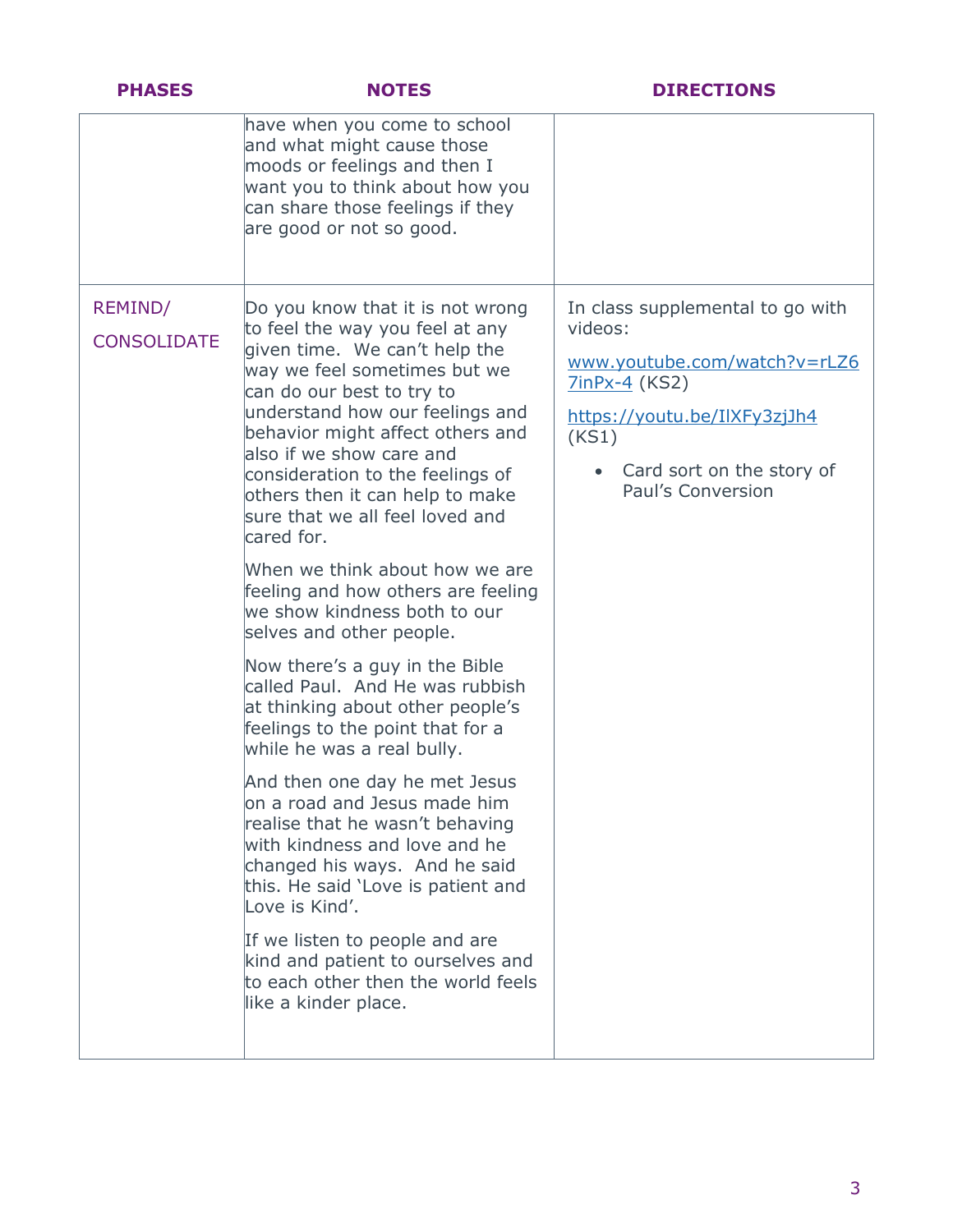| PHASES | NOTES | DIRECTIONS |
|---|---|---|
| | have when you come to school and what might cause those moods or feelings and then I want you to think about how you can share those feelings if they are good or not so good. | |
| REMIND/ CONSOLIDATE | Do you know that it is not wrong to feel the way you feel at any given time. We can't help the way we feel sometimes but we can do our best to try to understand how our feelings and behavior might affect others and also if we show care and consideration to the feelings of others then it can help to make sure that we all feel loved and cared for.<br><br>When we think about how we are feeling and how others are feeling we show kindness both to our selves and other people.<br><br>Now there's a guy in the Bible called Paul. And He was rubbish at thinking about other people's feelings to the point that for a while he was a real bully.<br><br>And then one day he met Jesus on a road and Jesus made him realise that he wasn't behaving with kindness and love and he changed his ways. And he said this. He said 'Love is patient and Love is Kind'.<br><br>If we listen to people and are kind and patient to ourselves and to each other then the world feels like a kinder place. | In class supplemental to go with videos:<br><br>[www.youtube.com/watch?v=rLZ67inPx-4](www.youtube.com/watch?v=rLZ67inPx-4) (KS2)<br><br>[https://youtu.be/IlXFy3zjJh4](https://youtu.be/IlXFy3zjJh4) (KS1)<br><br>• Card sort on the story of Paul's Conversion |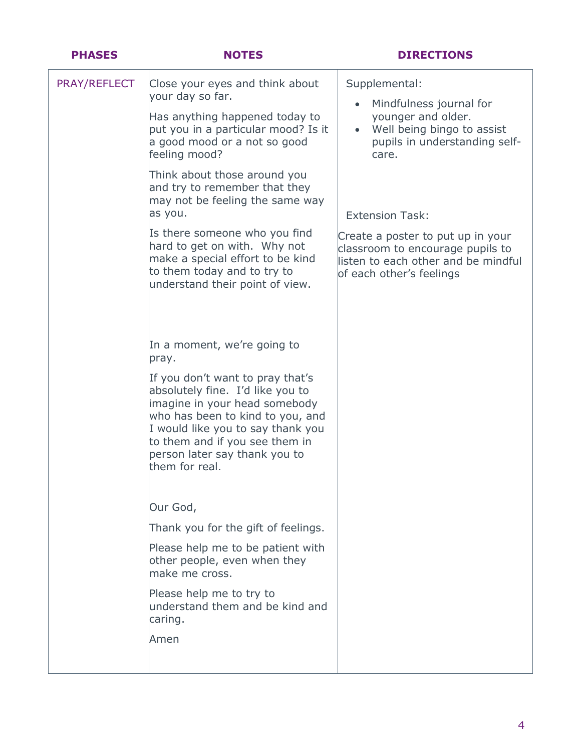| PHASES | NOTES | DIRECTIONS |
|---|---|---|
| PRAY/REFLECT | Close your eyes and think about your day so far.<br><br>Has anything happened today to put you in a particular mood? Is it a good mood or a not so good feeling mood?<br><br>Think about those around you and try to remember that they may not be feeling the same way as you.<br><br>Is there someone who you find hard to get on with. Why not make a special effort to be kind to them today and to try to understand their point of view.<br><br>In a moment, we're going to pray.<br><br>If you don't want to pray that's absolutely fine. I'd like you to imagine in your head somebody who has been to kind to you, and I would like you to say thank you to them and if you see them in person later say thank you to them for real.<br><br>Our God,<br><br>Thank you for the gift of feelings.<br><br>Please help me to be patient with other people, even when they make me cross.<br><br>Please help me to try to understand them and be kind and caring.<br><br>Amen | Supplemental:<br><br>• Mindfulness journal for younger and older.<br>• Well being bingo to assist pupils in understanding self-care.<br><br>Extension Task:<br><br>Create a poster to put up in your classroom to encourage pupils to listen to each other and be mindful of each other's feelings |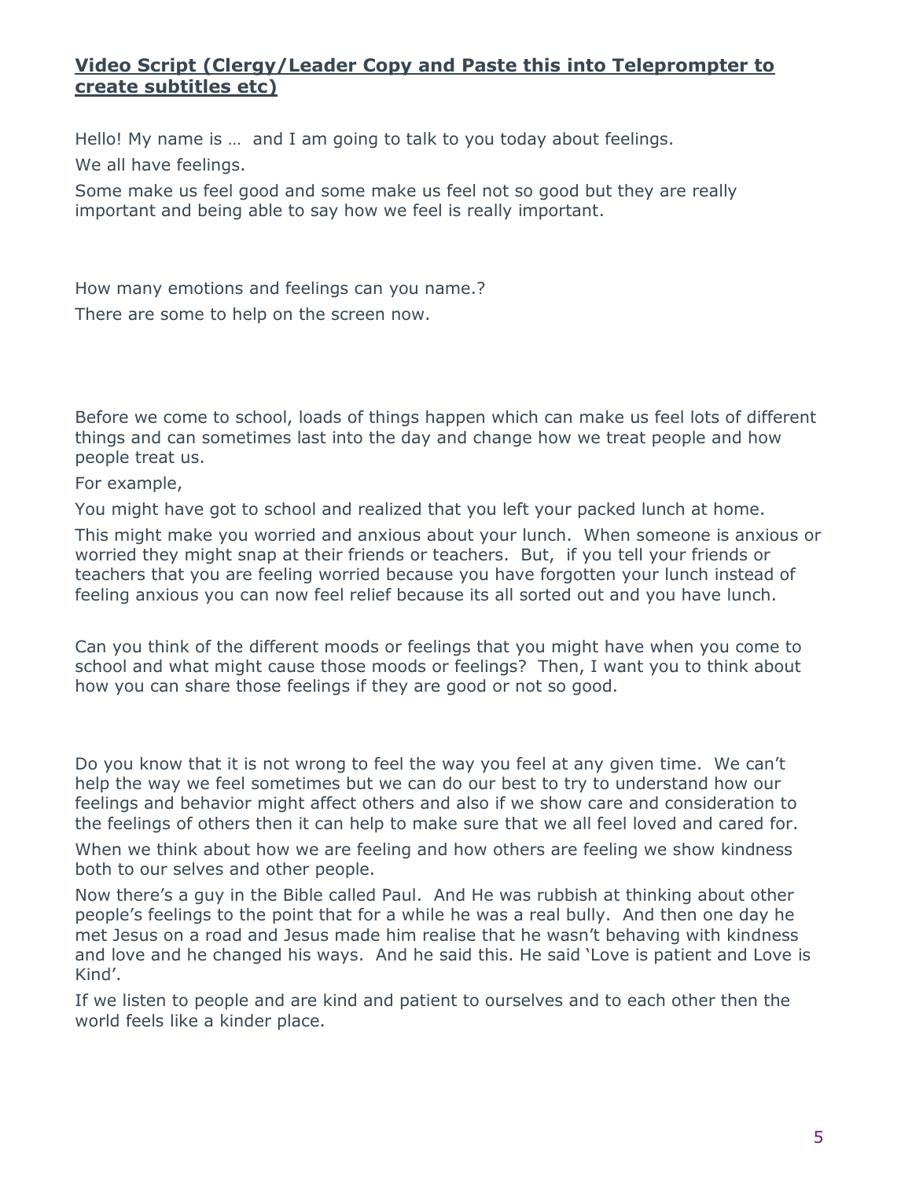**Video Script (Clergy/Leader Copy and Paste this into Teleprompter to create subtitles etc)**

Hello! My name is …  and I am going to talk to you today about feelings.

We all have feelings.

Some make us feel good and some make us feel not so good but they are really important and being able to say how we feel is really important.

How many emotions and feelings can you name.?

There are some to help on the screen now.

Before we come to school, loads of things happen which can make us feel lots of different things and can sometimes last into the day and change how we treat people and how people treat us.

For example,

You might have got to school and realized that you left your packed lunch at home.

This might make you worried and anxious about your lunch.  When someone is anxious or worried they might snap at their friends or teachers.  But,  if you tell your friends or teachers that you are feeling worried because you have forgotten your lunch instead of feeling anxious you can now feel relief because its all sorted out and you have lunch.

Can you think of the different moods or feelings that you might have when you come to school and what might cause those moods or feelings?  Then, I want you to think about how you can share those feelings if they are good or not so good.

Do you know that it is not wrong to feel the way you feel at any given time.  We can't help the way we feel sometimes but we can do our best to try to understand how our feelings and behavior might affect others and also if we show care and consideration to the feelings of others then it can help to make sure that we all feel loved and cared for.

When we think about how we are feeling and how others are feeling we show kindness both to our selves and other people.

Now there's a guy in the Bible called Paul.  And He was rubbish at thinking about other people's feelings to the point that for a while he was a real bully.  And then one day he met Jesus on a road and Jesus made him realise that he wasn't behaving with kindness and love and he changed his ways.  And he said this. He said 'Love is patient and Love is Kind'.

If we listen to people and are kind and patient to ourselves and to each other then the world feels like a kinder place.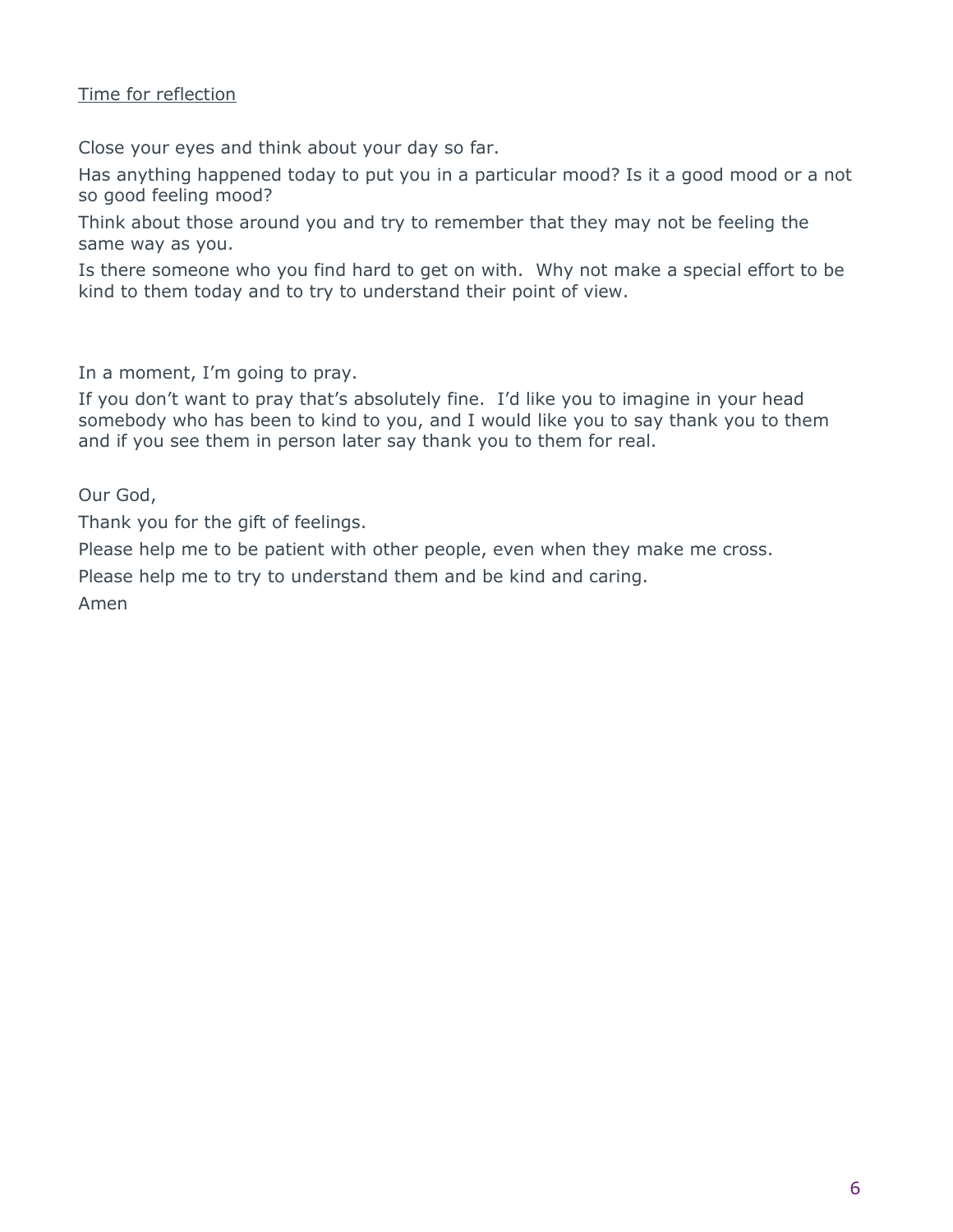<u>Time for reflection</u>

Close your eyes and think about your day so far.

Has anything happened today to put you in a particular mood? Is it a good mood or a not so good feeling mood?

Think about those around you and try to remember that they may not be feeling the same way as you.

Is there someone who you find hard to get on with.  Why not make a special effort to be kind to them today and to try to understand their point of view.

In a moment, I'm going to pray.

If you don't want to pray that's absolutely fine.  I'd like you to imagine in your head somebody who has been to kind to you, and I would like you to say thank you to them and if you see them in person later say thank you to them for real.

Our God,

Thank you for the gift of feelings.

Please help me to be patient with other people, even when they make me cross.

Please help me to try to understand them and be kind and caring.

Amen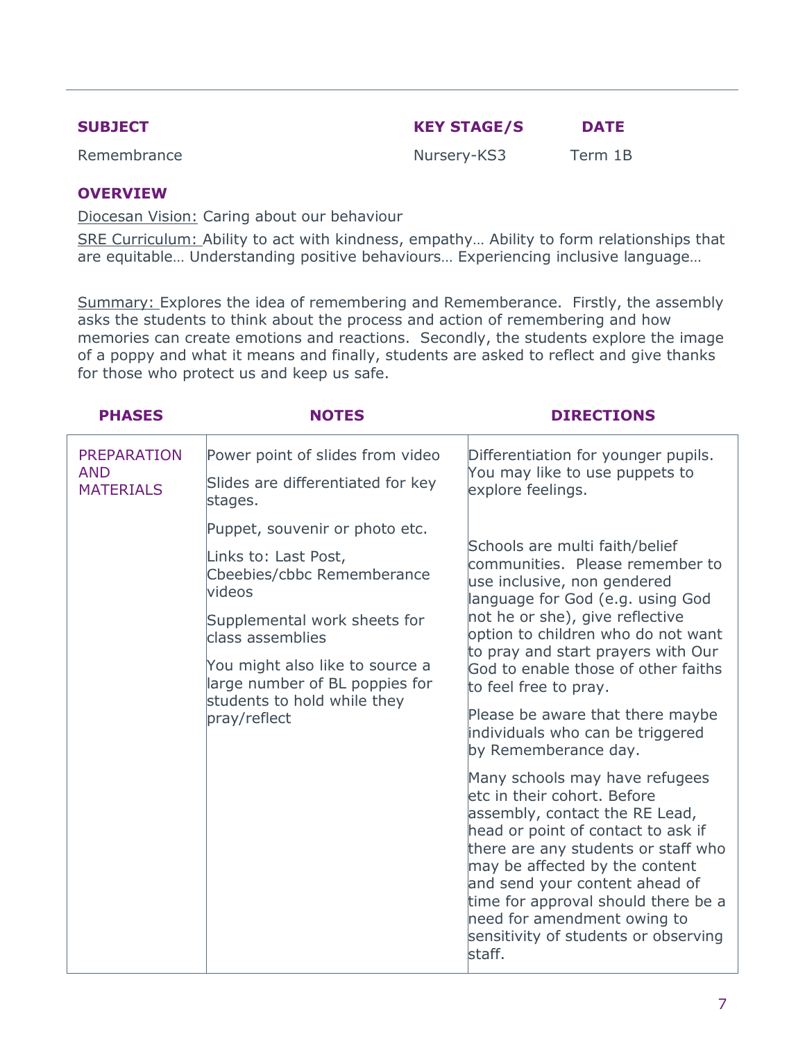| **SUBJECT** | **KEY STAGE/S** | **DATE** |
|---|---|---|
| Remembrance | Nursery-KS3 | Term 1B |

## OVERVIEW

Diocesan Vision: Caring about our behaviour

SRE Curriculum: Ability to act with kindness, empathy… Ability to form relationships that are equitable… Understanding positive behaviours… Experiencing inclusive language…

Summary: Explores the idea of remembering and Rememberance. Firstly, the assembly asks the students to think about the process and action of remembering and how memories can create emotions and reactions. Secondly, the students explore the image of a poppy and what it means and finally, students are asked to reflect and give thanks for those who protect us and keep us safe.

| PHASES | NOTES | DIRECTIONS |
|---|---|---|
| PREPARATION AND MATERIALS | Power point of slides from video<br><br>Slides are differentiated for key stages.<br><br>Puppet, souvenir or photo etc.<br><br>Links to: Last Post, Cbeebies/cbbc Rememberance videos<br><br>Supplemental work sheets for class assemblies<br><br>You might also like to source a large number of BL poppies for students to hold while they pray/reflect | Differentiation for younger pupils. You may like to use puppets to explore feelings.<br><br>Schools are multi faith/belief communities. Please remember to use inclusive, non gendered language for God (e.g. using God not he or she), give reflective option to children who do not want to pray and start prayers with Our God to enable those of other faiths to feel free to pray.<br><br>Please be aware that there maybe individuals who can be triggered by Rememberance day.<br><br>Many schools may have refugees etc in their cohort. Before assembly, contact the RE Lead, head or point of contact to ask if there are any students or staff who may be affected by the content and send your content ahead of time for approval should there be a need for amendment owing to sensitivity of students or observing staff. |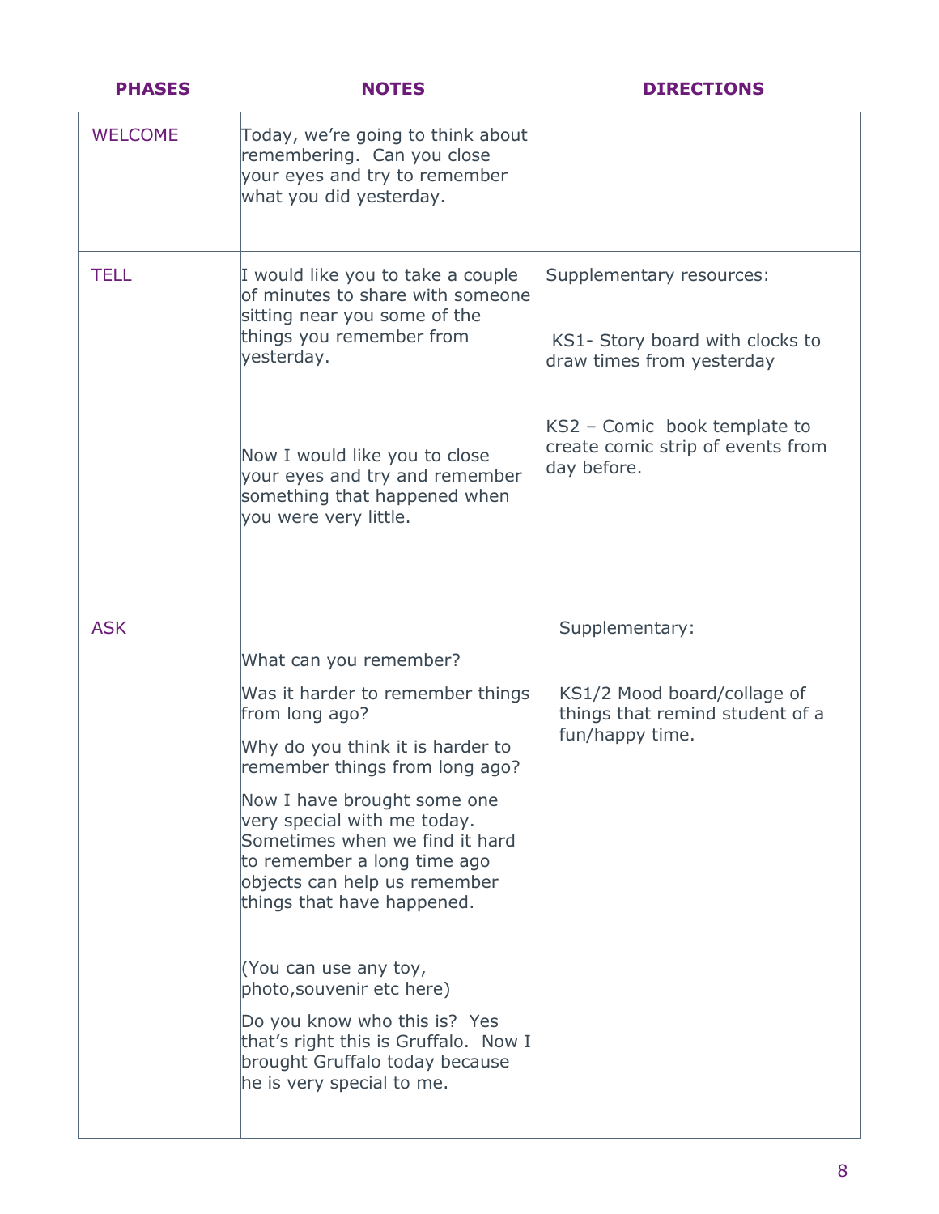| PHASES | NOTES | DIRECTIONS |
|---|---|---|
| WELCOME | Today, we're going to think about remembering. Can you close your eyes and try to remember what you did yesterday. | |
| TELL | I would like you to take a couple of minutes to share with someone sitting near you some of the things you remember from yesterday.<br><br>Now I would like you to close your eyes and try and remember something that happened when you were very little. | Supplementary resources:<br><br>KS1- Story board with clocks to draw times from yesterday<br><br>KS2 – Comic book template to create comic strip of events from day before. |
| ASK | What can you remember?<br><br>Was it harder to remember things from long ago?<br><br>Why do you think it is harder to remember things from long ago?<br><br>Now I have brought some one very special with me today. Sometimes when we find it hard to remember a long time ago objects can help us remember things that have happened.<br><br>(You can use any toy, photo,souvenir etc here)<br><br>Do you know who this is? Yes that's right this is Gruffalo. Now I brought Gruffalo today because he is very special to me. | Supplementary:<br><br>KS1/2 Mood board/collage of things that remind student of a fun/happy time. |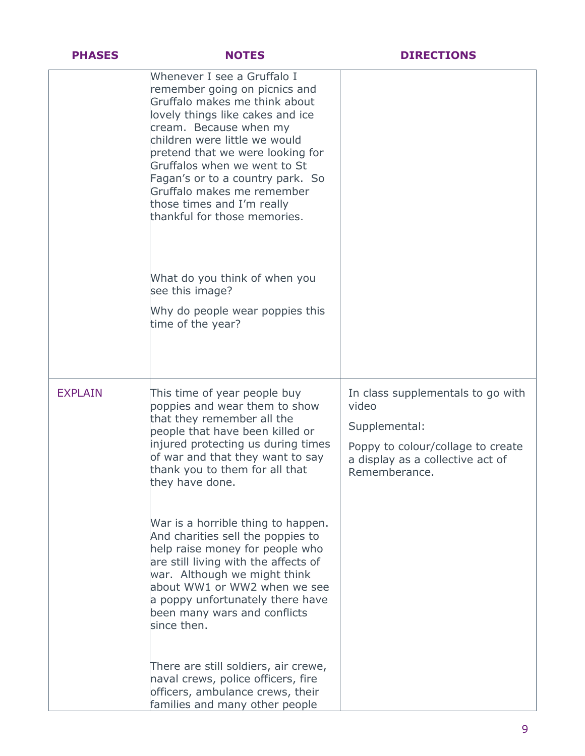| PHASES | NOTES | DIRECTIONS |
| --- | --- | --- |
| | Whenever I see a Gruffalo I remember going on picnics and Gruffalo makes me think about lovely things like cakes and ice cream. Because when my children were little we would pretend that we were looking for Gruffalos when we went to St Fagan's or to a country park. So Gruffalo makes me remember those times and I'm really thankful for those memories.<br><br>What do you think of when you see this image?<br><br>Why do people wear poppies this time of the year? | |
| EXPLAIN | This time of year people buy poppies and wear them to show that they remember all the people that have been killed or injured protecting us during times of war and that they want to say thank you to them for all that they have done.<br><br>War is a horrible thing to happen. And charities sell the poppies to help raise money for people who are still living with the affects of war. Although we might think about WW1 or WW2 when we see a poppy unfortunately there have been many wars and conflicts since then.<br><br>There are still soldiers, air crewe, naval crews, police officers, fire officers, ambulance crews, their families and many other people | In class supplementals to go with video<br><br>Supplemental:<br><br>Poppy to colour/collage to create a display as a collective act of Rememberance. |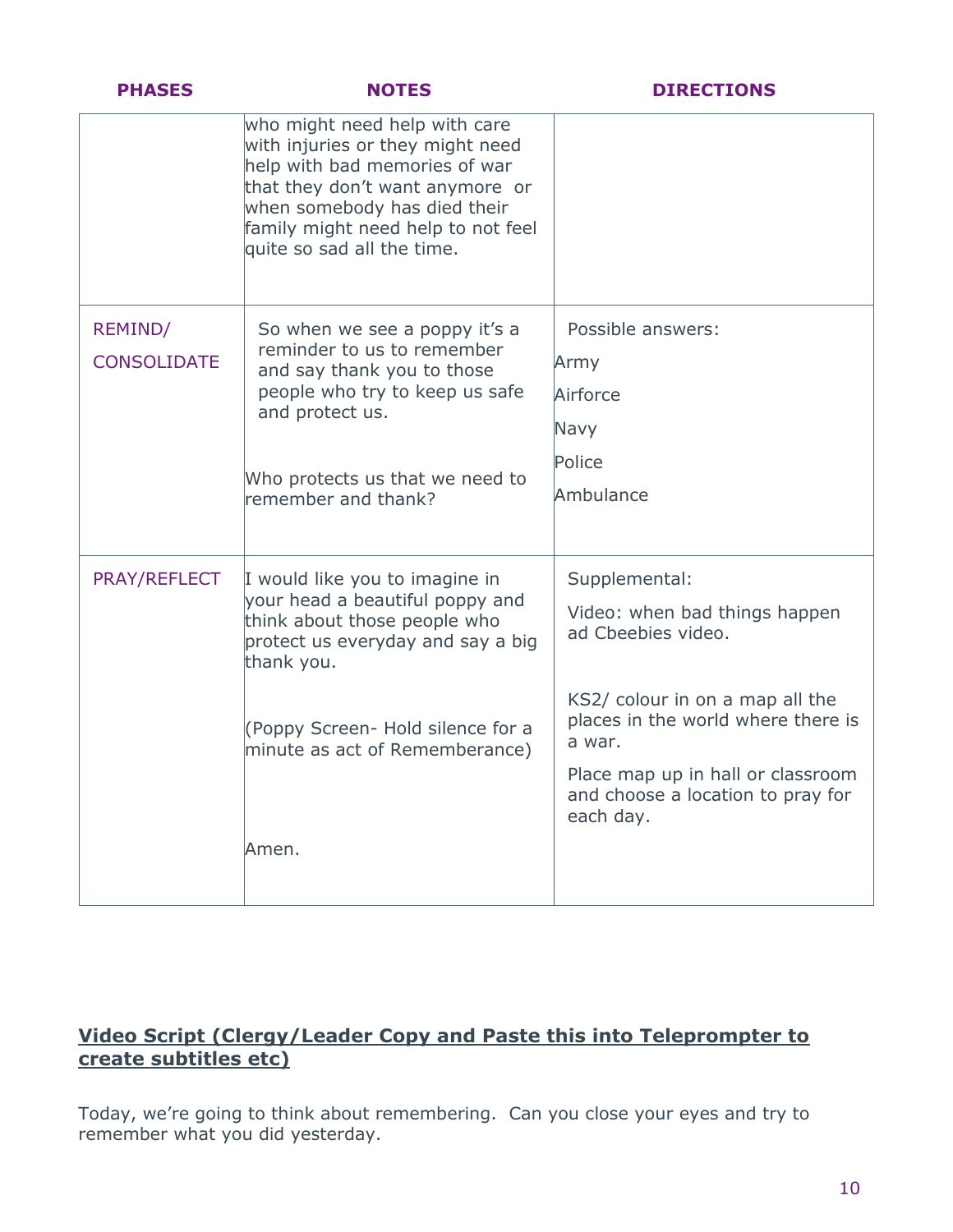| PHASES | NOTES | DIRECTIONS |
|---|---|---|
| | who might need help with care with injuries or they might need help with bad memories of war that they don't want anymore or when somebody has died their family might need help to not feel quite so sad all the time. | |
| REMIND/ CONSOLIDATE | So when we see a poppy it's a reminder to us to remember and say thank you to those people who try to keep us safe and protect us.<br><br>Who protects us that we need to remember and thank? | Possible answers:<br>Army<br>Airforce<br>Navy<br>Police<br>Ambulance |
| PRAY/REFLECT | I would like you to imagine in your head a beautiful poppy and think about those people who protect us everyday and say a big thank you.<br><br>(Poppy Screen- Hold silence for a minute as act of Rememberance)<br><br>Amen. | Supplemental:<br>Video: when bad things happen ad Cbeebies video.<br><br>KS2/ colour in on a map all the places in the world where there is a war.<br>Place map up in hall or classroom and choose a location to pray for each day. |

**Video Script (Clergy/Leader Copy and Paste this into Teleprompter to create subtitles etc)**

Today, we're going to think about remembering. Can you close your eyes and try to remember what you did yesterday.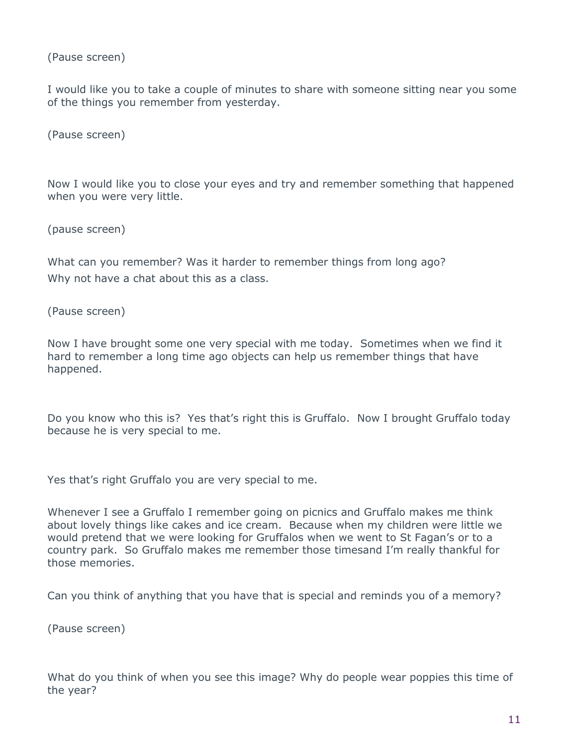(Pause screen)

I would like you to take a couple of minutes to share with someone sitting near you some of the things you remember from yesterday.

(Pause screen)

Now I would like you to close your eyes and try and remember something that happened when you were very little.

(pause screen)

What can you remember? Was it harder to remember things from long ago?
Why not have a chat about this as a class.

(Pause screen)

Now I have brought some one very special with me today.  Sometimes when we find it hard to remember a long time ago objects can help us remember things that have happened.

Do you know who this is?  Yes that's right this is Gruffalo.  Now I brought Gruffalo today because he is very special to me.

Yes that's right Gruffalo you are very special to me.

Whenever I see a Gruffalo I remember going on picnics and Gruffalo makes me think about lovely things like cakes and ice cream.  Because when my children were little we would pretend that we were looking for Gruffalos when we went to St Fagan's or to a country park.  So Gruffalo makes me remember those timesand I'm really thankful for those memories.

Can you think of anything that you have that is special and reminds you of a memory?

(Pause screen)

What do you think of when you see this image? Why do people wear poppies this time of the year?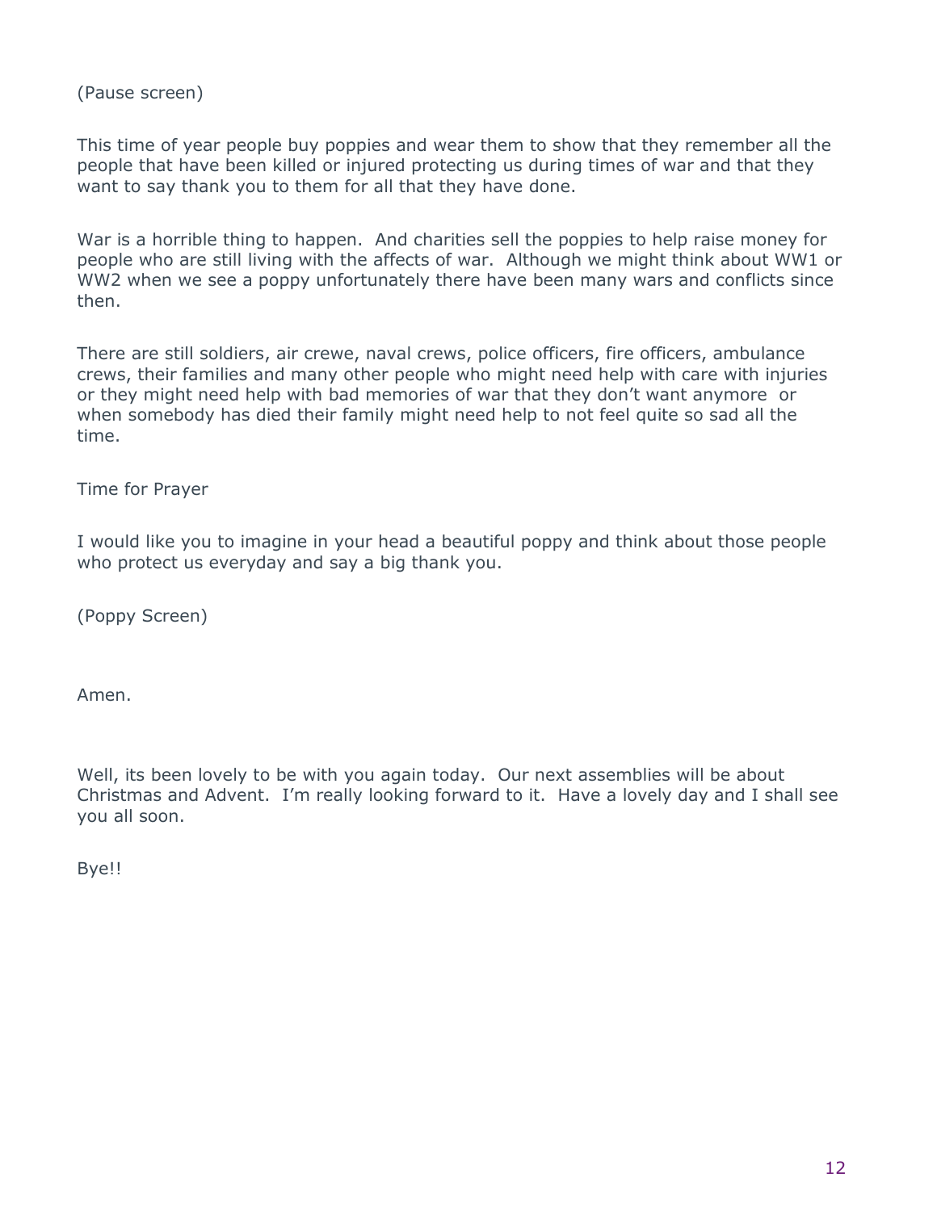(Pause screen)

This time of year people buy poppies and wear them to show that they remember all the people that have been killed or injured protecting us during times of war and that they want to say thank you to them for all that they have done.

War is a horrible thing to happen. And charities sell the poppies to help raise money for people who are still living with the affects of war. Although we might think about WW1 or WW2 when we see a poppy unfortunately there have been many wars and conflicts since then.

There are still soldiers, air crewe, naval crews, police officers, fire officers, ambulance crews, their families and many other people who might need help with care with injuries or they might need help with bad memories of war that they don't want anymore or when somebody has died their family might need help to not feel quite so sad all the time.

Time for Prayer

I would like you to imagine in your head a beautiful poppy and think about those people who protect us everyday and say a big thank you.

(Poppy Screen)

Amen.

Well, its been lovely to be with you again today. Our next assemblies will be about Christmas and Advent. I'm really looking forward to it. Have a lovely day and I shall see you all soon.

Bye!!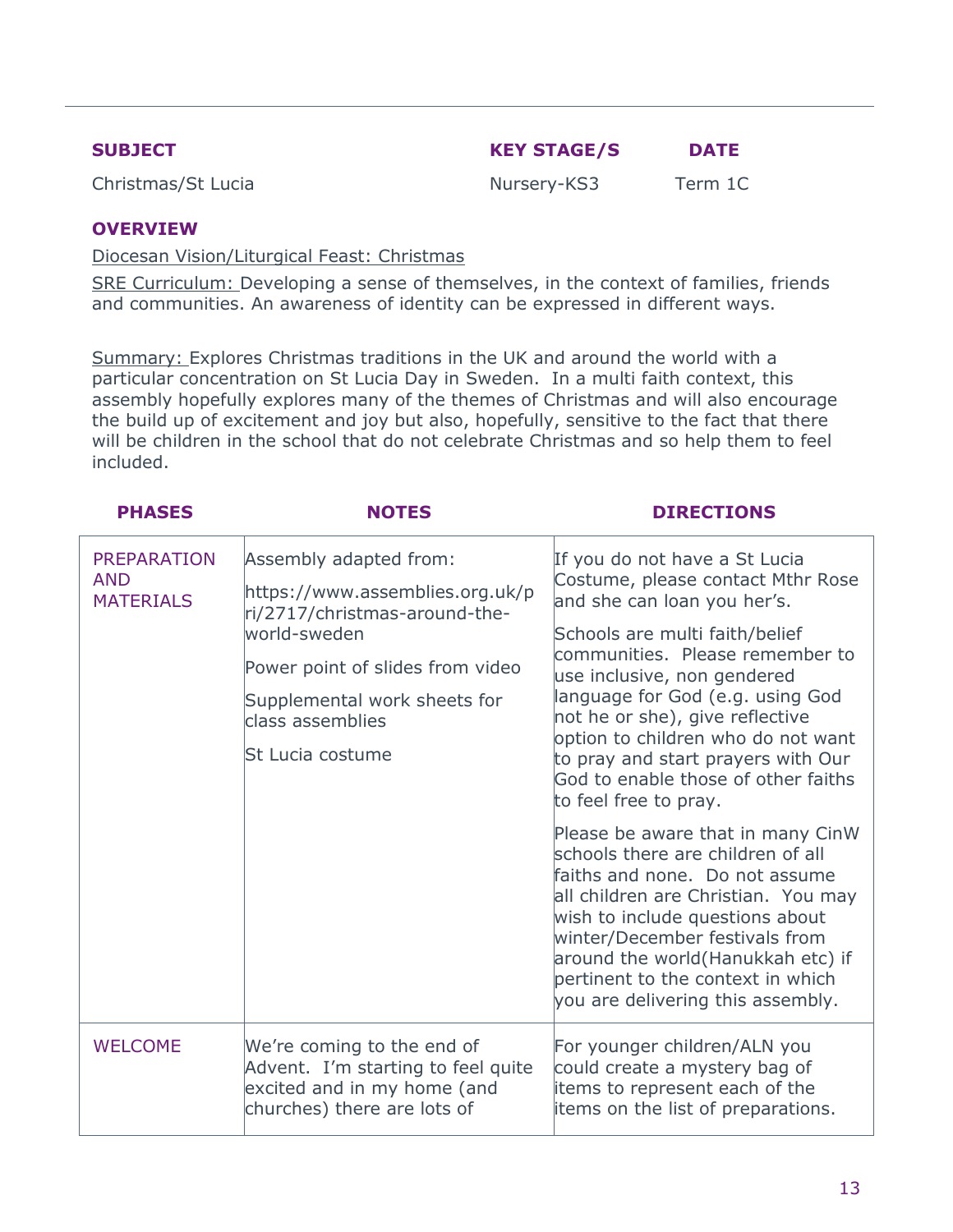| **SUBJECT** | **KEY STAGE/S** | **DATE** |
|---|---|---|
| Christmas/St Lucia | Nursery-KS3 | Term 1C |

**OVERVIEW**

Diocesan Vision/Liturgical Feast: Christmas

SRE Curriculum: Developing a sense of themselves, in the context of families, friends and communities. An awareness of identity can be expressed in different ways.

Summary: Explores Christmas traditions in the UK and around the world with a particular concentration on St Lucia Day in Sweden. In a multi faith context, this assembly hopefully explores many of the themes of Christmas and will also encourage the build up of excitement and joy but also, hopefully, sensitive to the fact that there will be children in the school that do not celebrate Christmas and so help them to feel included.

| PHASES | NOTES | DIRECTIONS |
|---|---|---|
| PREPARATION AND MATERIALS | Assembly adapted from:<br><br>https://www.assemblies.org.uk/pri/2717/christmas-around-the-world-sweden<br><br>Power point of slides from video<br><br>Supplemental work sheets for class assemblies<br><br>St Lucia costume | If you do not have a St Lucia Costume, please contact Mthr Rose and she can loan you her's.<br><br>Schools are multi faith/belief communities. Please remember to use inclusive, non gendered language for God (e.g. using God not he or she), give reflective option to children who do not want to pray and start prayers with Our God to enable those of other faiths to feel free to pray.<br><br>Please be aware that in many CinW schools there are children of all faiths and none. Do not assume all children are Christian. You may wish to include questions about winter/December festivals from around the world(Hanukkah etc) if pertinent to the context in which you are delivering this assembly. |
| WELCOME | We're coming to the end of Advent. I'm starting to feel quite excited and in my home (and churches) there are lots of | For younger children/ALN you could create a mystery bag of items to represent each of the items on the list of preparations. |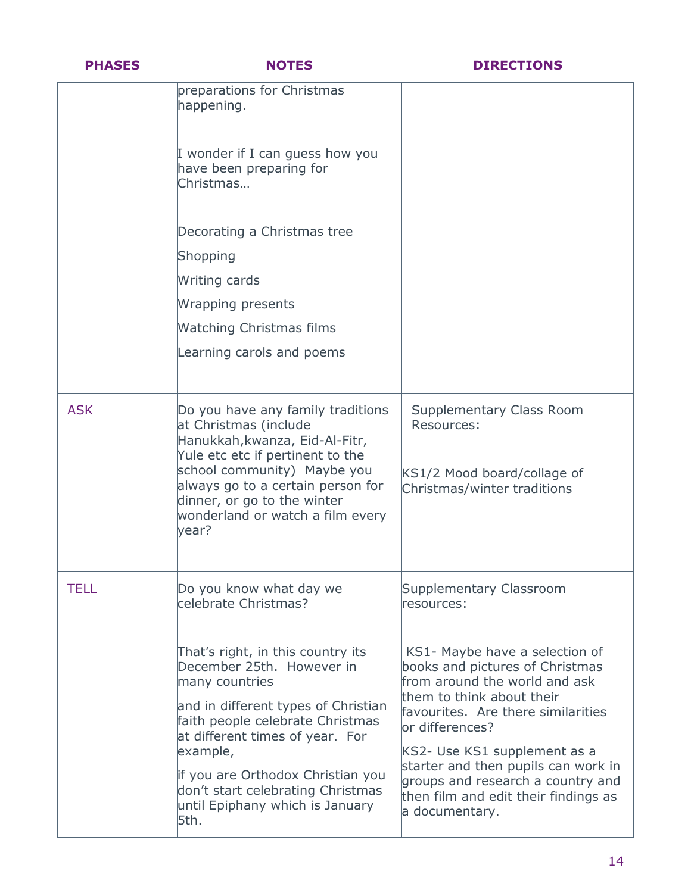| PHASES | NOTES | DIRECTIONS |
|---|---|---|
| | preparations for Christmas happening.<br><br>I wonder if I can guess how you have been preparing for Christmas…<br><br>Decorating a Christmas tree<br>Shopping<br>Writing cards<br>Wrapping presents<br>Watching Christmas films<br>Learning carols and poems | |
| ASK | Do you have any family traditions at Christmas (include Hanukkah,kwanza, Eid-Al-Fitr, Yule etc etc if pertinent to the school community) Maybe you always go to a certain person for dinner, or go to the winter wonderland or watch a film every year? | Supplementary Class Room Resources:<br><br>KS1/2 Mood board/collage of Christmas/winter traditions |
| TELL | Do you know what day we celebrate Christmas?<br><br>That's right, in this country its December 25th. However in many countries<br>and in different types of Christian faith people celebrate Christmas at different times of year. For example,<br>if you are Orthodox Christian you don't start celebrating Christmas until Epiphany which is January 5th. | Supplementary Classroom resources:<br><br>KS1- Maybe have a selection of books and pictures of Christmas from around the world and ask them to think about their favourites. Are there similarities or differences?<br>KS2- Use KS1 supplement as a starter and then pupils can work in groups and research a country and then film and edit their findings as a documentary. |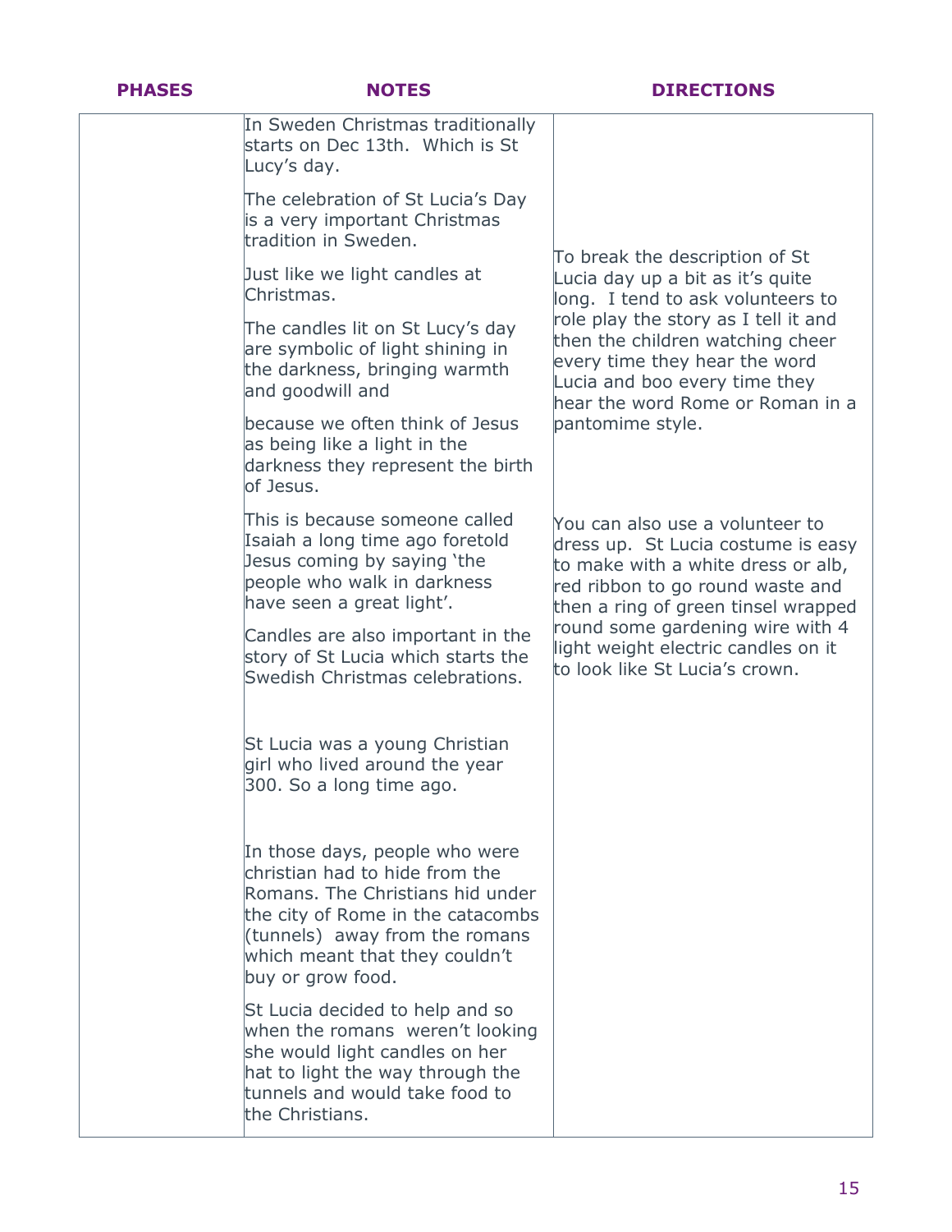| PHASES | NOTES | DIRECTIONS |
|---|---|---|
| | In Sweden Christmas traditionally starts on Dec 13th. Which is St Lucy's day.<br><br>The celebration of St Lucia's Day is a very important Christmas tradition in Sweden.<br><br>Just like we light candles at Christmas.<br><br>The candles lit on St Lucy's day are symbolic of light shining in the darkness, bringing warmth and goodwill and<br><br>because we often think of Jesus as being like a light in the darkness they represent the birth of Jesus.<br><br>This is because someone called Isaiah a long time ago foretold Jesus coming by saying 'the people who walk in darkness have seen a great light'.<br><br>Candles are also important in the story of St Lucia which starts the Swedish Christmas celebrations.<br><br>St Lucia was a young Christian girl who lived around the year 300. So a long time ago.<br><br>In those days, people who were christian had to hide from the Romans. The Christians hid under the city of Rome in the catacombs (tunnels) away from the romans which meant that they couldn't buy or grow food.<br><br>St Lucia decided to help and so when the romans weren't looking she would light candles on her hat to light the way through the tunnels and would take food to the Christians. | To break the description of St Lucia day up a bit as it's quite long. I tend to ask volunteers to role play the story as I tell it and then the children watching cheer every time they hear the word Lucia and boo every time they hear the word Rome or Roman in a pantomime style.<br><br>You can also use a volunteer to dress up. St Lucia costume is easy to make with a white dress or alb, red ribbon to go round waste and then a ring of green tinsel wrapped round some gardening wire with 4 light weight electric candles on it to look like St Lucia's crown. |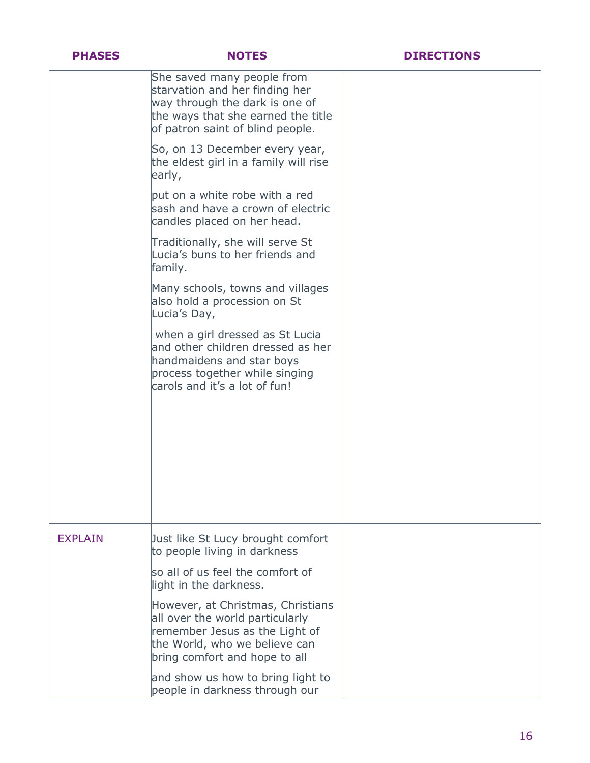| PHASES | NOTES | DIRECTIONS |
| --- | --- | --- |
| | She saved many people from starvation and her finding her way through the dark is one of the ways that she earned the title of patron saint of blind people.<br><br>So, on 13 December every year, the eldest girl in a family will rise early,<br><br>put on a white robe with a red sash and have a crown of electric candles placed on her head.<br><br>Traditionally, she will serve St Lucia's buns to her friends and family.<br><br>Many schools, towns and villages also hold a procession on St Lucia's Day,<br><br>when a girl dressed as St Lucia and other children dressed as her handmaidens and star boys process together while singing carols and it's a lot of fun! | |
| EXPLAIN | Just like St Lucy brought comfort to people living in darkness<br><br>so all of us feel the comfort of light in the darkness.<br><br>However, at Christmas, Christians all over the world particularly remember Jesus as the Light of the World, who we believe can bring comfort and hope to all<br><br>and show us how to bring light to people in darkness through our | |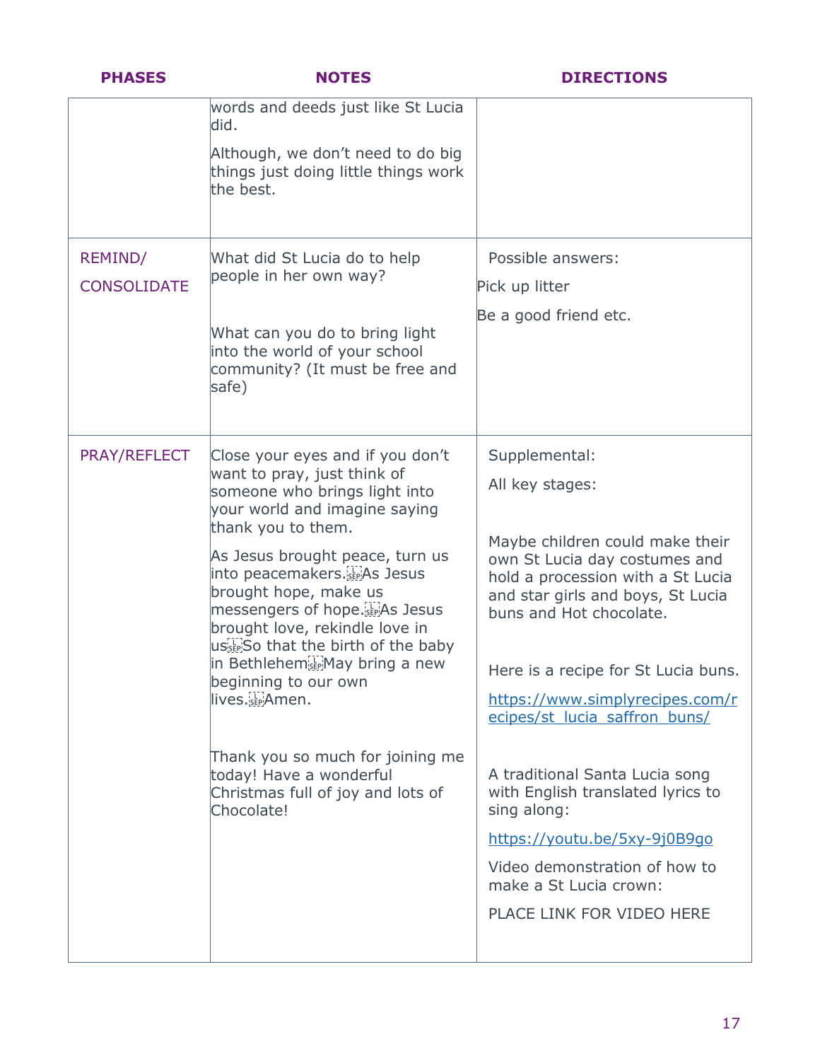| PHASES | NOTES | DIRECTIONS |
|---|---|---|
| | words and deeds just like St Lucia did.<br><br>Although, we don't need to do big things just doing little things work the best. | |
| REMIND/<br><br>CONSOLIDATE | What did St Lucia do to help people in her own way?<br><br>What can you do to bring light into the world of your school community? (It must be free and safe) | Possible answers:<br><br>Pick up litter<br><br>Be a good friend etc. |
| PRAY/REFLECT | Close your eyes and if you don't want to pray, just think of someone who brings light into your world and imagine saying thank you to them.<br><br>As Jesus brought peace, turn us into peacemakers. As Jesus brought hope, make us messengers of hope. As Jesus brought love, rekindle love in us So that the birth of the baby in Bethlehem May bring a new beginning to our own lives. Amen.<br><br>Thank you so much for joining me today! Have a wonderful Christmas full of joy and lots of Chocolate! | Supplemental:<br><br>All key stages:<br><br>Maybe children could make their own St Lucia day costumes and hold a procession with a St Lucia and star girls and boys, St Lucia buns and Hot chocolate.<br><br>Here is a recipe for St Lucia buns.<br><br>https://www.simplyrecipes.com/recipes/st_lucia_saffron_buns/<br><br>A traditional Santa Lucia song with English translated lyrics to sing along:<br><br>https://youtu.be/5xy-9j0B9go<br><br>Video demonstration of how to make a St Lucia crown:<br><br>PLACE LINK FOR VIDEO HERE |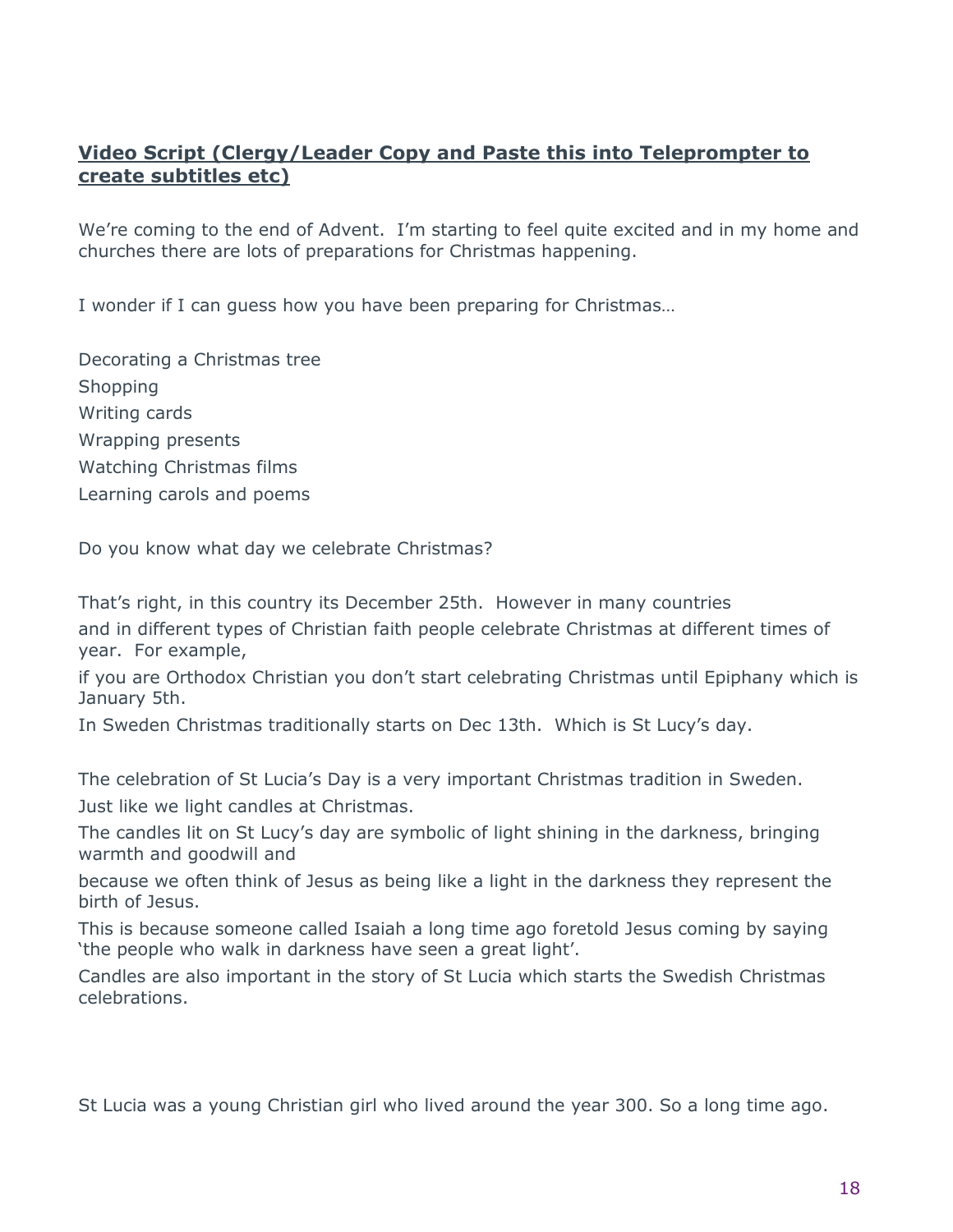**Video Script (Clergy/Leader Copy and Paste this into Teleprompter to create subtitles etc)**

We're coming to the end of Advent. I'm starting to feel quite excited and in my home and churches there are lots of preparations for Christmas happening.

I wonder if I can guess how you have been preparing for Christmas…

Decorating a Christmas tree
Shopping
Writing cards
Wrapping presents
Watching Christmas films
Learning carols and poems

Do you know what day we celebrate Christmas?

That's right, in this country its December 25th. However in many countries
and in different types of Christian faith people celebrate Christmas at different times of year. For example,
if you are Orthodox Christian you don't start celebrating Christmas until Epiphany which is January 5th.
In Sweden Christmas traditionally starts on Dec 13th. Which is St Lucy's day.

The celebration of St Lucia's Day is a very important Christmas tradition in Sweden.
Just like we light candles at Christmas.
The candles lit on St Lucy's day are symbolic of light shining in the darkness, bringing warmth and goodwill and
because we often think of Jesus as being like a light in the darkness they represent the birth of Jesus.
This is because someone called Isaiah a long time ago foretold Jesus coming by saying 'the people who walk in darkness have seen a great light'.
Candles are also important in the story of St Lucia which starts the Swedish Christmas celebrations.

St Lucia was a young Christian girl who lived around the year 300. So a long time ago.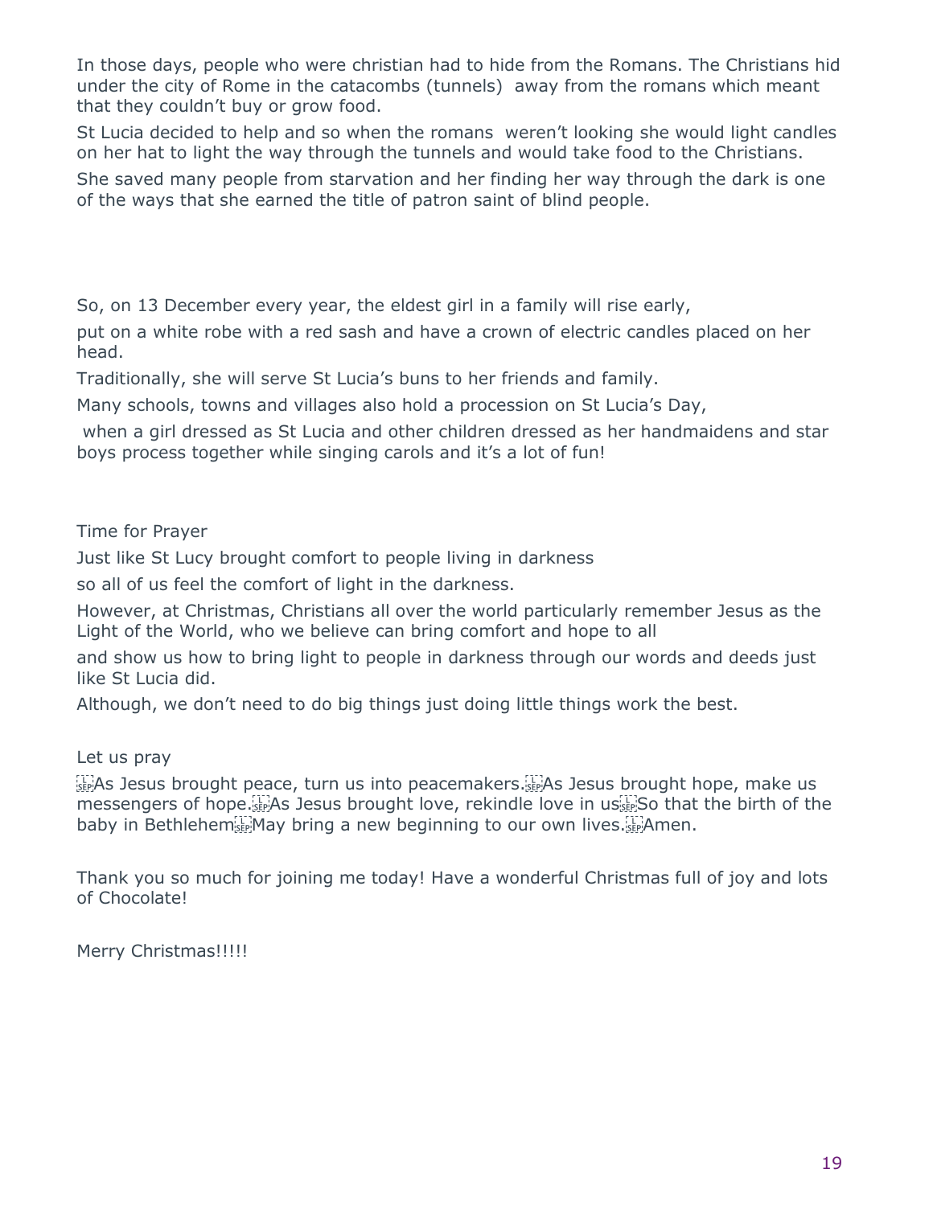In those days, people who were christian had to hide from the Romans. The Christians hid under the city of Rome in the catacombs (tunnels)  away from the romans which meant that they couldn't buy or grow food.

St Lucia decided to help and so when the romans  weren't looking she would light candles on her hat to light the way through the tunnels and would take food to the Christians.

She saved many people from starvation and her finding her way through the dark is one of the ways that she earned the title of patron saint of blind people.

So, on 13 December every year, the eldest girl in a family will rise early,

put on a white robe with a red sash and have a crown of electric candles placed on her head.

Traditionally, she will serve St Lucia's buns to her friends and family.

Many schools, towns and villages also hold a procession on St Lucia's Day,

when a girl dressed as St Lucia and other children dressed as her handmaidens and star boys process together while singing carols and it's a lot of fun!

Time for Prayer

Just like St Lucy brought comfort to people living in darkness

so all of us feel the comfort of light in the darkness.

However, at Christmas, Christians all over the world particularly remember Jesus as the Light of the World, who we believe can bring comfort and hope to all

and show us how to bring light to people in darkness through our words and deeds just like St Lucia did.

Although, we don't need to do big things just doing little things work the best.

Let us pray

As Jesus brought peace, turn us into peacemakers.
As Jesus brought hope, make us messengers of hope.
As Jesus brought love, rekindle love in us
So that the birth of the baby in Bethlehem
May bring a new beginning to our own lives.
Amen.

Thank you so much for joining me today! Have a wonderful Christmas full of joy and lots of Chocolate!

Merry Christmas!!!!!